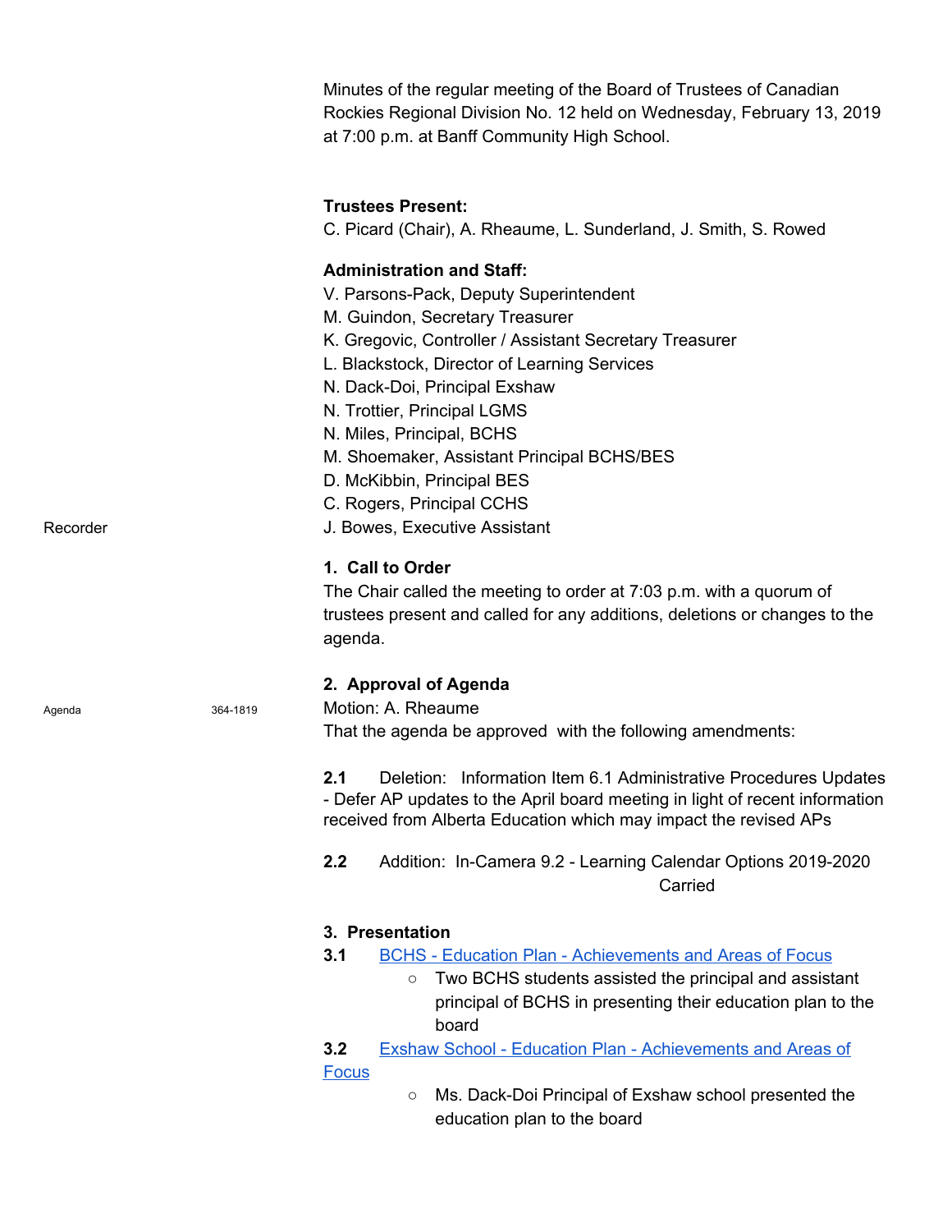Minutes of the regular meeting of the Board of Trustees of Canadian Rockies Regional Division No. 12 held on Wednesday, February 13, 2019 at 7:00 p.m. at Banff Community High School.

**Trustees Present:**
C. Picard (Chair), A. Rheaume, L. Sunderland, J. Smith, S. Rowed

**Administration and Staff:**
V. Parsons-Pack, Deputy Superintendent
M. Guindon, Secretary Treasurer
K. Gregovic, Controller / Assistant Secretary Treasurer
L. Blackstock, Director of Learning Services
N. Dack-Doi, Principal Exshaw
N. Trottier, Principal LGMS
N. Miles, Principal, BCHS
M. Shoemaker, Assistant Principal BCHS/BES
D. McKibbin, Principal BES
C. Rogers, Principal CCHS
Recorder — J. Bowes, Executive Assistant

## 1. Call to Order

The Chair called the meeting to order at 7:03 p.m. with a quorum of trustees present and called for any additions, deletions or changes to the agenda.

## 2. Approval of Agenda

Agenda — 364-1819

Motion: A. Rheaume
That the agenda be approved with the following amendments:

**2.1** Deletion: Information Item 6.1 Administrative Procedures Updates - Defer AP updates to the April board meeting in light of recent information received from Alberta Education which may impact the revised APs

**2.2** Addition: In-Camera 9.2 - Learning Calendar Options 2019-2020

Carried

## 3. Presentation

**3.1** BCHS - Education Plan - Achievements and Areas of Focus

- Two BCHS students assisted the principal and assistant principal of BCHS in presenting their education plan to the board

**3.2** Exshaw School - Education Plan - Achievements and Areas of Focus

- Ms. Dack-Doi Principal of Exshaw school presented the education plan to the board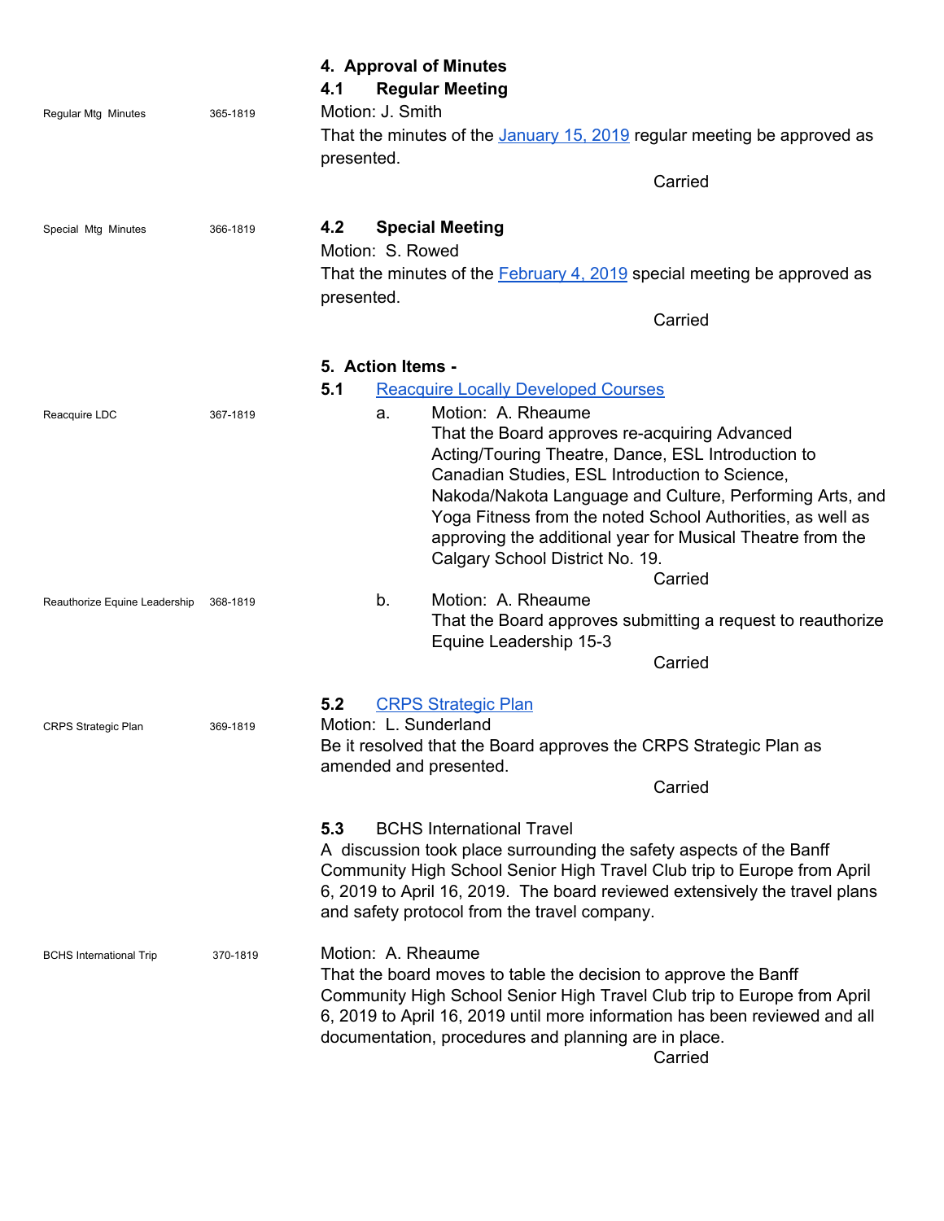## 4. Approval of Minutes

### 4.1 Regular Meeting

Regular Mtg Minutes 365-1819

Motion: J. Smith

That the minutes of the January 15, 2019 regular meeting be approved as presented.

Carried

### 4.2 Special Meeting

Special Mtg Minutes 366-1819

Motion: S. Rowed

That the minutes of the February 4, 2019 special meeting be approved as presented.

Carried

## 5. Action Items -

### 5.1 Reacquire Locally Developed Courses

Reacquire LDC 367-1819

a. Motion: A. Rheaume

That the Board approves re-acquiring Advanced Acting/Touring Theatre, Dance, ESL Introduction to Canadian Studies, ESL Introduction to Science, Nakoda/Nakota Language and Culture, Performing Arts, and Yoga Fitness from the noted School Authorities, as well as approving the additional year for Musical Theatre from the Calgary School District No. 19.

Carried

Reauthorize Equine Leadership 368-1819

b. Motion: A. Rheaume

That the Board approves submitting a request to reauthorize Equine Leadership 15-3

Carried

### 5.2 CRPS Strategic Plan

CRPS Strategic Plan 369-1819

Motion: L. Sunderland

Be it resolved that the Board approves the CRPS Strategic Plan as amended and presented.

Carried

### 5.3 BCHS International Travel

A discussion took place surrounding the safety aspects of the Banff Community High School Senior High Travel Club trip to Europe from April 6, 2019 to April 16, 2019. The board reviewed extensively the travel plans and safety protocol from the travel company.

BCHS International Trip 370-1819

Motion: A. Rheaume

That the board moves to table the decision to approve the Banff Community High School Senior High Travel Club trip to Europe from April 6, 2019 to April 16, 2019 until more information has been reviewed and all documentation, procedures and planning are in place.

Carried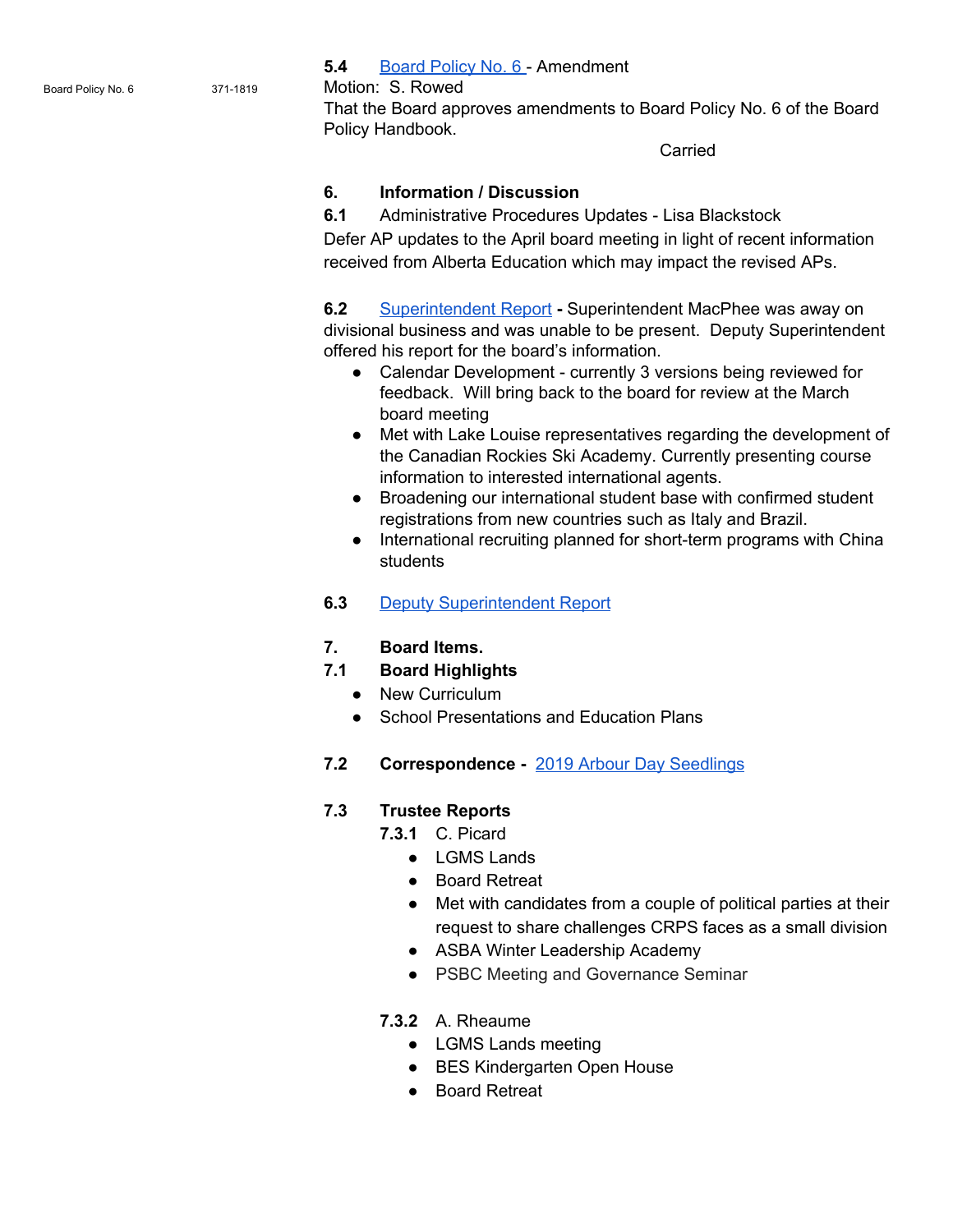Board Policy No. 6 371-1819

**5.4** Board Policy No. 6 - Amendment
Motion: S. Rowed
That the Board approves amendments to Board Policy No. 6 of the Board Policy Handbook.

Carried

## 6. Information / Discussion

**6.1** Administrative Procedures Updates - Lisa Blackstock
Defer AP updates to the April board meeting in light of recent information received from Alberta Education which may impact the revised APs.

**6.2** Superintendent Report **-** Superintendent MacPhee was away on divisional business and was unable to be present. Deputy Superintendent offered his report for the board's information.

- Calendar Development - currently 3 versions being reviewed for feedback. Will bring back to the board for review at the March board meeting
- Met with Lake Louise representatives regarding the development of the Canadian Rockies Ski Academy. Currently presenting course information to interested international agents.
- Broadening our international student base with confirmed student registrations from new countries such as Italy and Brazil.
- International recruiting planned for short-term programs with China students

**6.3** Deputy Superintendent Report

## 7. Board Items.

**7.1 Board Highlights**

- New Curriculum
- School Presentations and Education Plans

**7.2 Correspondence -** 2019 Arbour Day Seedlings

**7.3 Trustee Reports**

**7.3.1** C. Picard

- LGMS Lands
- Board Retreat
- Met with candidates from a couple of political parties at their request to share challenges CRPS faces as a small division
- ASBA Winter Leadership Academy
- PSBC Meeting and Governance Seminar

**7.3.2** A. Rheaume

- LGMS Lands meeting
- BES Kindergarten Open House
- Board Retreat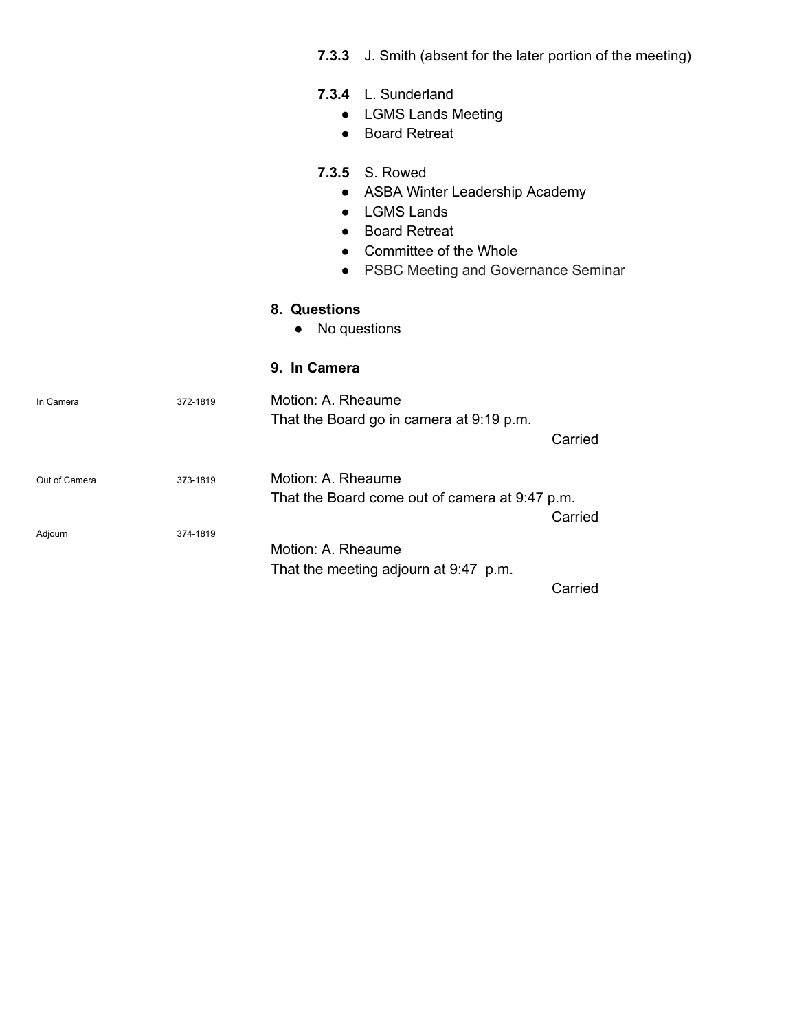**7.3.3** J. Smith (absent for the later portion of the meeting)

**7.3.4** L. Sunderland

- LGMS Lands Meeting
- Board Retreat

**7.3.5** S. Rowed

- ASBA Winter Leadership Academy
- LGMS Lands
- Board Retreat
- Committee of the Whole
- PSBC Meeting and Governance Seminar

**8. Questions**

- No questions

**9. In Camera**

In Camera 372-1819

Motion: A. Rheaume
That the Board go in camera at 9:19 p.m.

Carried

Out of Camera 373-1819

Motion: A. Rheaume
That the Board come out of camera at 9:47 p.m.

Carried

Adjourn 374-1819

Motion: A. Rheaume
That the meeting adjourn at 9:47 p.m.

Carried